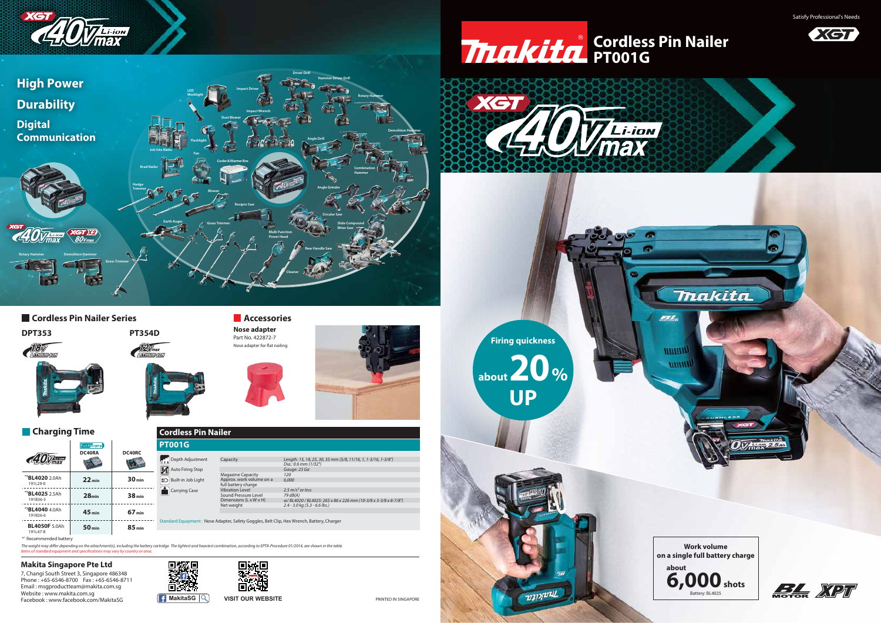# Makita Cordless Pin Nailer PT001G

Satisfy Professional's Needs

XGT 40Vmax Li-ion

**High Power**

**Durability**

**Digital Communication**

Firing quickness about 20% UP

Work volume on a single full battery charge about 6,000 shots
Battery: BL4025

## Cordless Pin Nailer Series

**DPT353** (18V Lithium-ion)

**PT354D** (12Vmax Lithium-ion)

## Accessories

**Nose adapter**
Part No. 422872-7
Nose adapter for flat nailing

## Charging Time

| 40Vmax Li-ion | DC40RA | DC40RC |
|---|---|---|
| *1 BL4020 2.0Ah 191L29-0 | 22 min | 30 min |
| *1 BL4025 2.5Ah 191B36-3 | 28 min | 38 min |
| *1 BL4040 4.0Ah 191B26-6 | 45 min | 67 min |
| BL4050F 5.0Ah 191L47-8 | 50 min | 85 min |

*1 Recommended battery

## Cordless Pin Nailer PT001G

- Depth Adjustment
- Auto Firing Stop
- Built-in Job Light
- Carrying Case

| | |
|---|---|
| Capacity | Length: 15, 18, 25, 30, 35 mm (5/8, 11/16, 1, 1-3/16, 1-3/8")<br>Dia.: 0.6 mm (1/32")<br>Gauge: 23 Ga |
| Magazine Capacity | 120 |
| Approx. work volume on a full battery charge | 6,000 |
| Vibration Level | 2.5 m/s² or less |
| Sound Pressure Level | 79 dB(A) |
| Dimensions (L x W x H) | w/ BL4020 / BL4025: 265 x 86 x 226 mm (10-3/8 x 3-3/8 x 8-7/8") |
| Net weight | 2.4 - 3.0 kg (5.3 - 6.6 lbs.) |

Standard Equipment : Nose Adapter, Safety Goggles, Belt Clip, Hex Wrench, Battery, Charger

*The weight may differ depending on the attachment(s), including the battery cartridge. The lightest and heaviest combination, according to EPTA-Procedure 01/2014, are shown in the table.*
*Items of standard equipment and specifications may vary by country or area.*

**Makita Singapore Pte Ltd**
7, Changi South Street 3, Singapore 486348
Phone : +65-6546-8700 Fax : +65-6546-8711
Email : msgproductteam@makita.com.sg
Website : www.makita.com.sg
Facebook : www.facebook.com/MakitaSG

MakitaSG

VISIT OUR WEBSITE

PRINTED IN SINGAPORE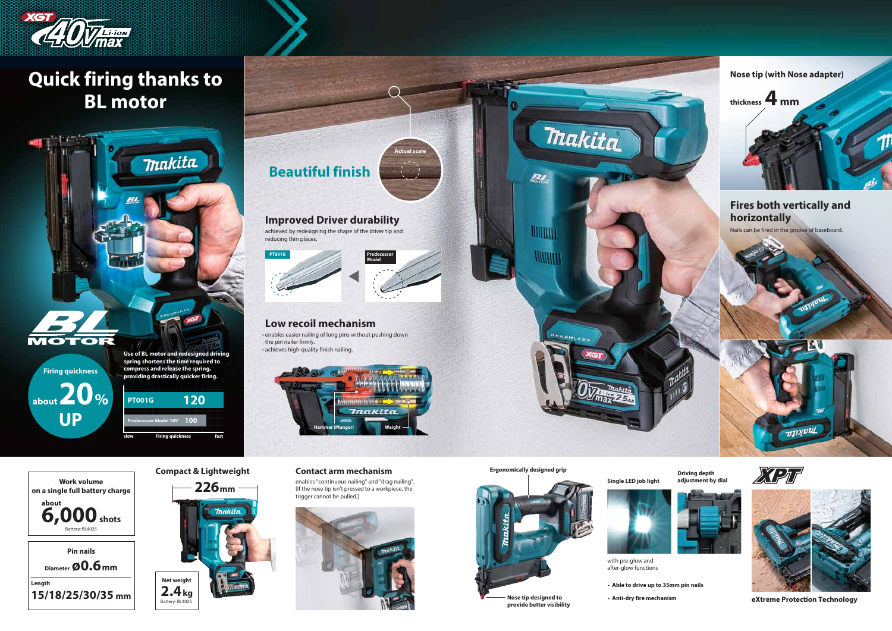XGT 40V max Li-ion

# Quick firing thanks to BL motor

BL MOTOR

Firing quickness about 20% UP

Use of BL motor and redesigned driving spring shortens the time required to compress and release the spring, providing drastically quicker firing.

PT001G 120

Predecessor Model 18V 100

slow Firing quickness fast

## Beautiful finish

Actual scale

### Improved Driver durability

achieved by redesigning the shape of the driver tip and reducing thin places.

PT001G

Predecessor Model

### Low recoil mechanism

- enables easier nailing of long pins without pushing down the pin nailer firmly.
- achieves high-quality finish nailing.

Hammer (Plunger)

Weight

### Nose tip (with Nose adapter)

thickness 4 mm

### Fires both vertically and horizontally

Nails can be fired in the groove of baseboard.

Work volume on a single full battery charge

about 6,000 shots

Battery: BL4025

Pin nails

Diameter ø0.6 mm

Length

15/18/25/30/35 mm

### Compact & Lightweight

226 mm

Net weight 2.4 kg

Battery: BL4025

### Contact arm mechanism

enables "continuous nailing" and "drag nailing". [If the nose tip isn't pressed to a workpiece, the trigger cannot be pulled.]

Ergonomically designed grip

Nose tip designed to provide better visibility

Single LED job light

with pre-glow and after-glow functions

Driving depth adjustment by dial

- Able to drive up to 35mm pin nails
- Anti-dry fire mechanism

XPT

eXtreme Protection Technology